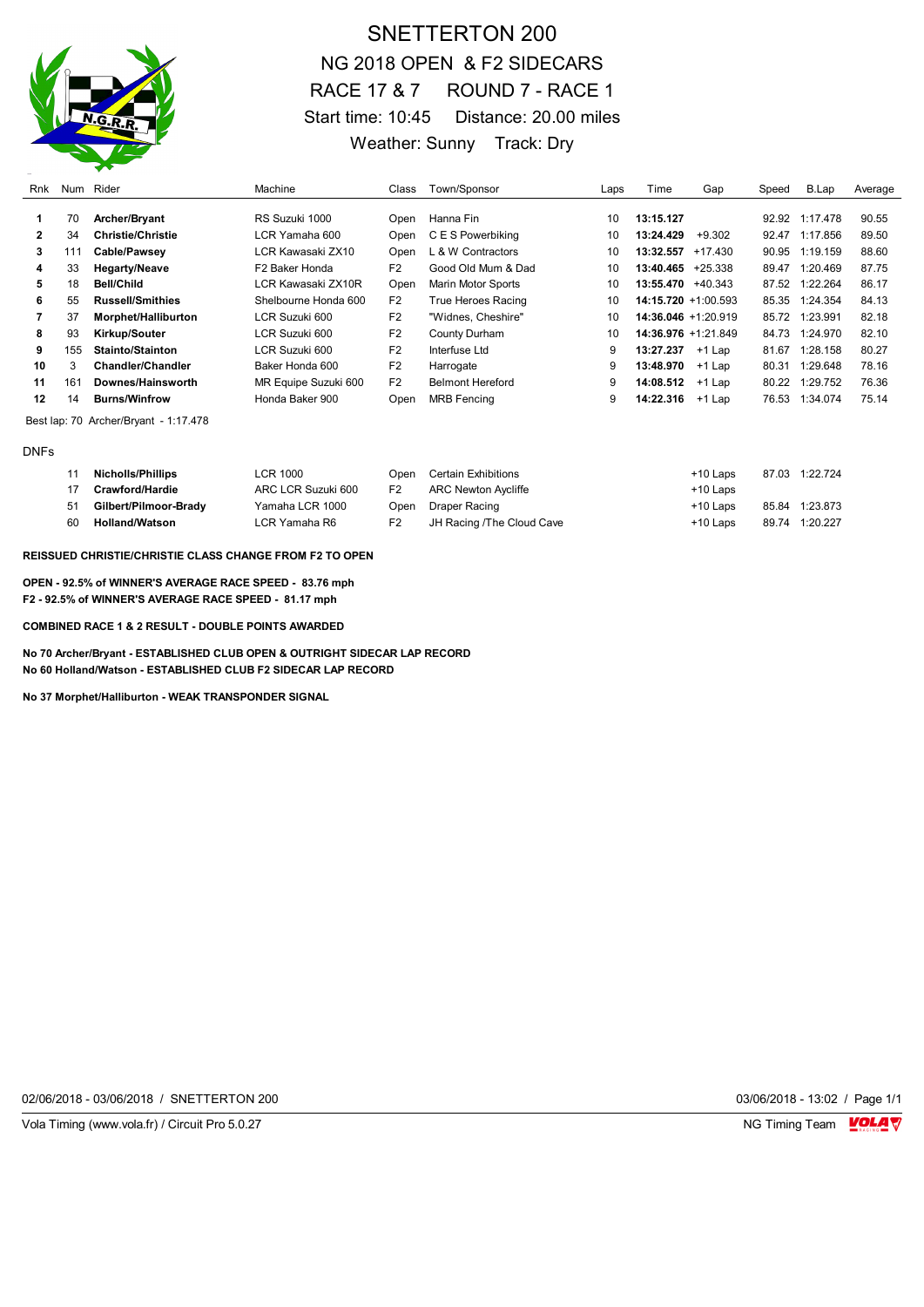# SNETTERTON 200

## NG 2018 OPEN & F2 SIDECARS

## RACE 17 & 7 ROUND 7 - RACE 1

Start time: 10:45 Distance: 20.00 miles

Weather: Sunny Track: Dry

| Rnk | Num | Rider | Machine | Class | Town/Sponsor | Laps | Time | Gap | Speed | B.Lap | Average |
|---|---|---|---|---|---|---|---|---|---|---|---|
| 1 | 70 | **Archer/Bryant** | RS Suzuki 1000 | Open | Hanna Fin | 10 | **13:15.127** | | 92.92 | 1:17.478 | 90.55 |
| 2 | 34 | **Christie/Christie** | LCR Yamaha 600 | Open | C E S Powerbiking | 10 | **13:24.429** | +9.302 | 92.47 | 1:17.856 | 89.50 |
| 3 | 111 | **Cable/Pawsey** | LCR Kawasaki ZX10 | Open | L & W Contractors | 10 | **13:32.557** | +17.430 | 90.95 | 1:19.159 | 88.60 |
| 4 | 33 | **Hegarty/Neave** | F2 Baker Honda | F2 | Good Old Mum & Dad | 10 | **13:40.465** | +25.338 | 89.47 | 1:20.469 | 87.75 |
| 5 | 18 | **Bell/Child** | LCR Kawasaki ZX10R | Open | Marin Motor Sports | 10 | **13:55.470** | +40.343 | 87.52 | 1:22.264 | 86.17 |
| 6 | 55 | **Russell/Smithies** | Shelbourne Honda 600 | F2 | True Heroes Racing | 10 | **14:15.720** | +1:00.593 | 85.35 | 1:24.354 | 84.13 |
| 7 | 37 | **Morphet/Halliburton** | LCR Suzuki 600 | F2 | "Widnes, Cheshire" | 10 | **14:36.046** | +1:20.919 | 85.72 | 1:23.991 | 82.18 |
| 8 | 93 | **Kirkup/Souter** | LCR Suzuki 600 | F2 | County Durham | 10 | **14:36.976** | +1:21.849 | 84.73 | 1:24.970 | 82.10 |
| 9 | 155 | **Stainto/Stainton** | LCR Suzuki 600 | F2 | Interfuse Ltd | 9 | **13:27.237** | +1 Lap | 81.67 | 1:28.158 | 80.27 |
| 10 | 3 | **Chandler/Chandler** | Baker Honda 600 | F2 | Harrogate | 9 | **13:48.970** | +1 Lap | 80.31 | 1:29.648 | 78.16 |
| 11 | 161 | **Downes/Hainsworth** | MR Equipe Suzuki 600 | F2 | Belmont Hereford | 9 | **14:08.512** | +1 Lap | 80.22 | 1:29.752 | 76.36 |
| 12 | 14 | **Burns/Winfrow** | Honda Baker 900 | Open | MRB Fencing | 9 | **14:22.316** | +1 Lap | 76.53 | 1:34.074 | 75.14 |

Best lap: 70 Archer/Bryant - 1:17.478

DNFs

| Num | Rider | Machine | Class | Town/Sponsor | Gap | Speed | B.Lap |
|---|---|---|---|---|---|---|---|
| 11 | **Nicholls/Phillips** | LCR 1000 | Open | Certain Exhibitions | +10 Laps | 87.03 | 1:22.724 |
| 17 | **Crawford/Hardie** | ARC LCR Suzuki 600 | F2 | ARC Newton Aycliffe | +10 Laps | | |
| 51 | **Gilbert/Pilmoor-Brady** | Yamaha LCR 1000 | Open | Draper Racing | +10 Laps | 85.84 | 1:23.873 |
| 60 | **Holland/Watson** | LCR Yamaha R6 | F2 | JH Racing /The Cloud Cave | +10 Laps | 89.74 | 1:20.227 |

**REISSUED CHRISTIE/CHRISTIE CLASS CHANGE FROM F2 TO OPEN**

**OPEN - 92.5% of WINNER'S AVERAGE RACE SPEED - 83.76 mph**
**F2 - 92.5% of WINNER'S AVERAGE RACE SPEED - 81.17 mph**

**COMBINED RACE 1 & 2 RESULT - DOUBLE POINTS AWARDED**

**No 70 Archer/Bryant - ESTABLISHED CLUB OPEN & OUTRIGHT SIDECAR LAP RECORD**
**No 60 Holland/Watson - ESTABLISHED CLUB F2 SIDECAR LAP RECORD**

**No 37 Morphet/Halliburton - WEAK TRANSPONDER SIGNAL**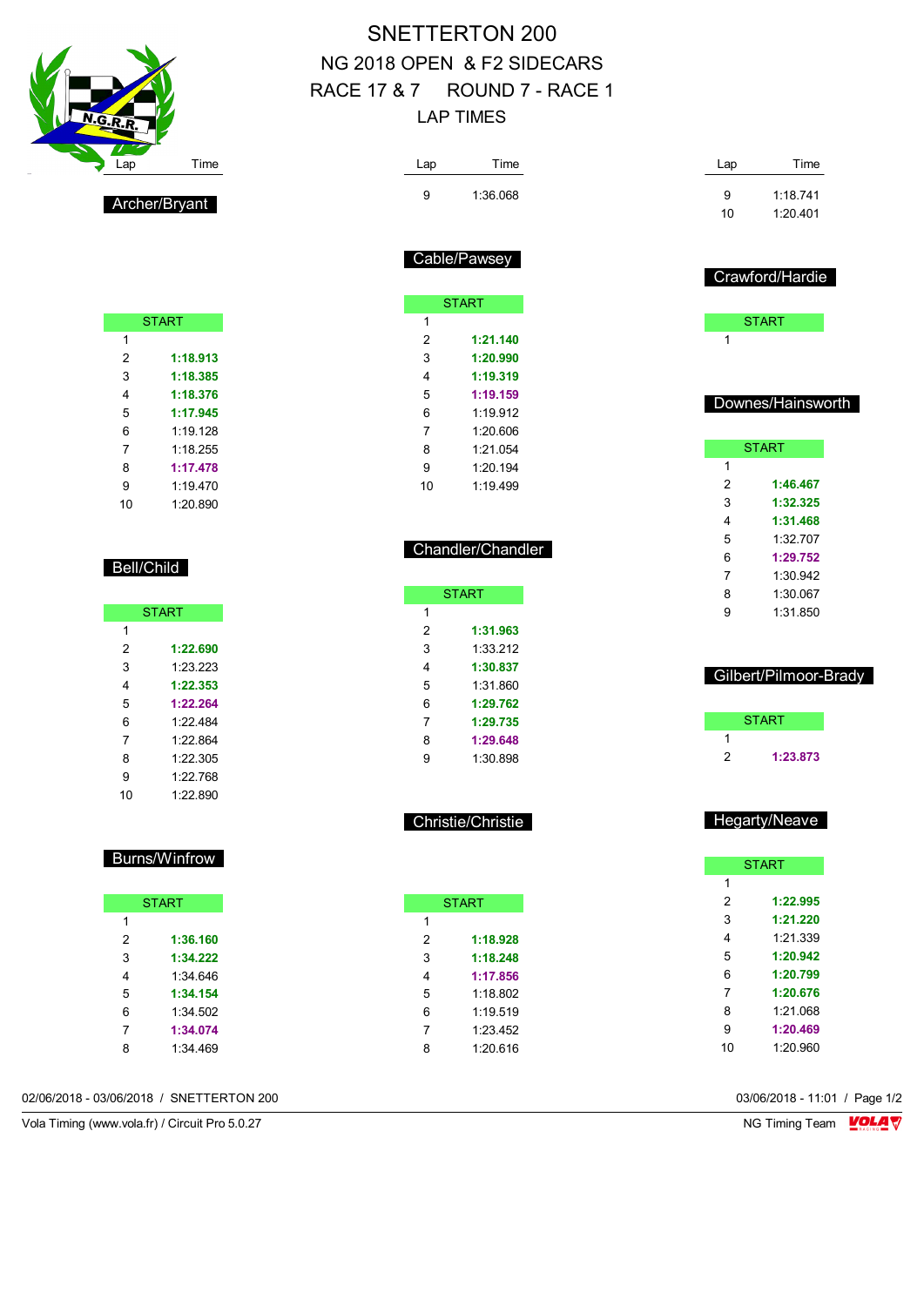# SNETTERTON 200

## NG 2018 OPEN & F2 SIDECARS

## RACE 17 & 7 ROUND 7 - RACE 1

## LAP TIMES

### Archer/Bryant

| Lap | Time |
|---|---|
| START | |
| 1 | |
| 2 | **1:18.913** |
| 3 | **1:18.385** |
| 4 | **1:18.376** |
| 5 | **1:17.945** |
| 6 | 1:19.128 |
| 7 | 1:18.255 |
| 8 | **1:17.478** |
| 9 | 1:19.470 |
| 10 | 1:20.890 |

### Bell/Child

| Lap | Time |
|---|---|
| START | |
| 1 | |
| 2 | **1:22.690** |
| 3 | 1:23.223 |
| 4 | **1:22.353** |
| 5 | **1:22.264** |
| 6 | 1:22.484 |
| 7 | 1:22.864 |
| 8 | 1:22.305 |
| 9 | 1:22.768 |
| 10 | 1:22.890 |

### Burns/Winfrow

| Lap | Time |
|---|---|
| START | |
| 1 | |
| 2 | **1:36.160** |
| 3 | **1:34.222** |
| 4 | 1:34.646 |
| 5 | **1:34.154** |
| 6 | 1:34.502 |
| 7 | **1:34.074** |
| 8 | 1:34.469 |
| 9 | 1:36.068 |

### Cable/Pawsey

| Lap | Time |
|---|---|
| START | |
| 1 | |
| 2 | **1:21.140** |
| 3 | **1:20.990** |
| 4 | **1:19.319** |
| 5 | **1:19.159** |
| 6 | 1:19.912 |
| 7 | 1:20.606 |
| 8 | 1:21.054 |
| 9 | 1:20.194 |
| 10 | 1:19.499 |

### Chandler/Chandler

| Lap | Time |
|---|---|
| START | |
| 1 | |
| 2 | **1:31.963** |
| 3 | 1:33.212 |
| 4 | **1:30.837** |
| 5 | 1:31.860 |
| 6 | **1:29.762** |
| 7 | **1:29.735** |
| 8 | **1:29.648** |
| 9 | 1:30.898 |

### Christie/Christie

| Lap | Time |
|---|---|
| START | |
| 1 | |
| 2 | **1:18.928** |
| 3 | **1:18.248** |
| 4 | **1:17.856** |
| 5 | 1:18.802 |
| 6 | 1:19.519 |
| 7 | 1:23.452 |
| 8 | 1:20.616 |
| 9 | 1:18.741 |
| 10 | 1:20.401 |

### Crawford/Hardie

| Lap | Time |
|---|---|
| START | |
| 1 | |

### Downes/Hainsworth

| Lap | Time |
|---|---|
| START | |
| 1 | |
| 2 | **1:46.467** |
| 3 | **1:32.325** |
| 4 | **1:31.468** |
| 5 | 1:32.707 |
| 6 | **1:29.752** |
| 7 | 1:30.942 |
| 8 | 1:30.067 |
| 9 | 1:31.850 |

### Gilbert/Pilmoor-Brady

| Lap | Time |
|---|---|
| START | |
| 1 | |
| 2 | **1:23.873** |

### Hegarty/Neave

| Lap | Time |
|---|---|
| START | |
| 1 | |
| 2 | **1:22.995** |
| 3 | **1:21.220** |
| 4 | 1:21.339 |
| 5 | **1:20.942** |
| 6 | **1:20.799** |
| 7 | **1:20.676** |
| 8 | 1:21.068 |
| 9 | **1:20.469** |
| 10 | 1:20.960 |

02/06/2018 - 03/06/2018 / SNETTERTON 200 — 03/06/2018 - 11:01

Vola Timing (www.vola.fr) / Circuit Pro 5.0.27 — NG Timing Team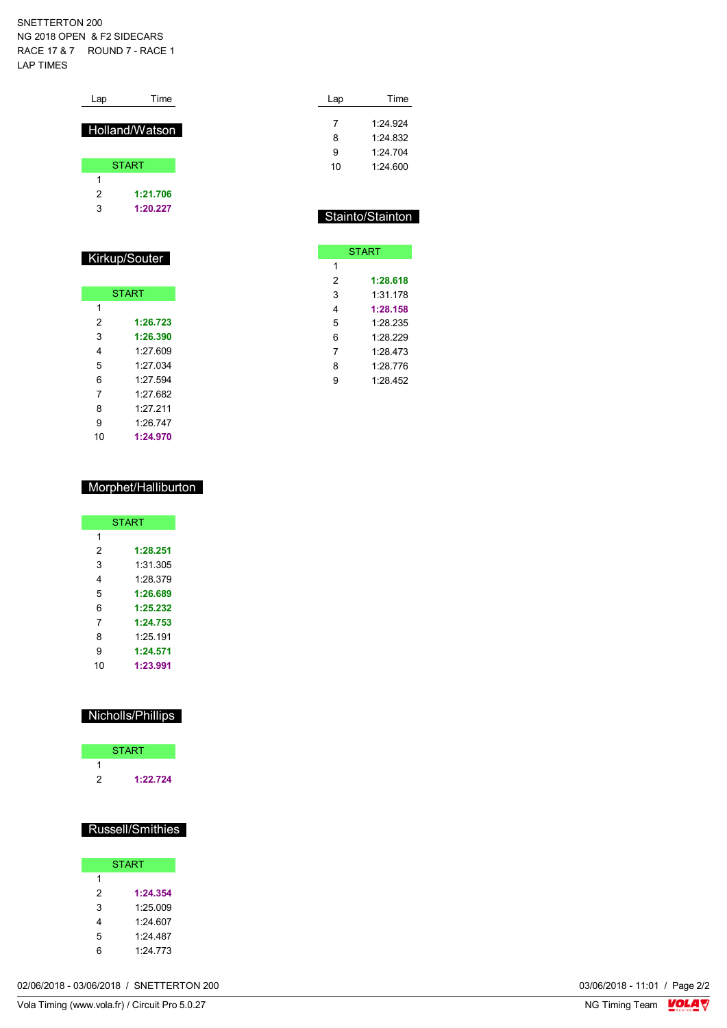SNETTERTON 200
NG 2018 OPEN & F2 SIDECARS
RACE 17 & 7 ROUND 7 - RACE 1
LAP TIMES

## Holland/Watson

| Lap | Time |
|---|---|
| START | |
| 1 | |
| 2 | **1:21.706** |
| 3 | **1:20.227** |

## Kirkup/Souter

| Lap | Time |
|---|---|
| START | |
| 1 | |
| 2 | **1:26.723** |
| 3 | **1:26.390** |
| 4 | 1:27.609 |
| 5 | 1:27.034 |
| 6 | 1:27.594 |
| 7 | 1:27.682 |
| 8 | 1:27.211 |
| 9 | 1:26.747 |
| 10 | **1:24.970** |

## Morphet/Halliburton

| Lap | Time |
|---|---|
| START | |
| 1 | |
| 2 | **1:28.251** |
| 3 | 1:31.305 |
| 4 | 1:28.379 |
| 5 | **1:26.689** |
| 6 | **1:25.232** |
| 7 | **1:24.753** |
| 8 | 1:25.191 |
| 9 | **1:24.571** |
| 10 | **1:23.991** |

## Nicholls/Phillips

| Lap | Time |
|---|---|
| START | |
| 1 | |
| 2 | **1:22.724** |

## Russell/Smithies

| Lap | Time |
|---|---|
| START | |
| 1 | |
| 2 | **1:24.354** |
| 3 | 1:25.009 |
| 4 | 1:24.607 |
| 5 | 1:24.487 |
| 6 | 1:24.773 |
| 7 | 1:24.924 |
| 8 | 1:24.832 |
| 9 | 1:24.704 |
| 10 | 1:24.600 |

## Stainto/Stainton

| Lap | Time |
|---|---|
| START | |
| 1 | |
| 2 | **1:28.618** |
| 3 | 1:31.178 |
| 4 | **1:28.158** |
| 5 | 1:28.235 |
| 6 | 1:28.229 |
| 7 | 1:28.473 |
| 8 | 1:28.776 |
| 9 | 1:28.452 |

02/06/2018 - 03/06/2018 / SNETTERTON 200 03/06/2018 - 11:01

Vola Timing (www.vola.fr) / Circuit Pro 5.0.27 NG Timing Team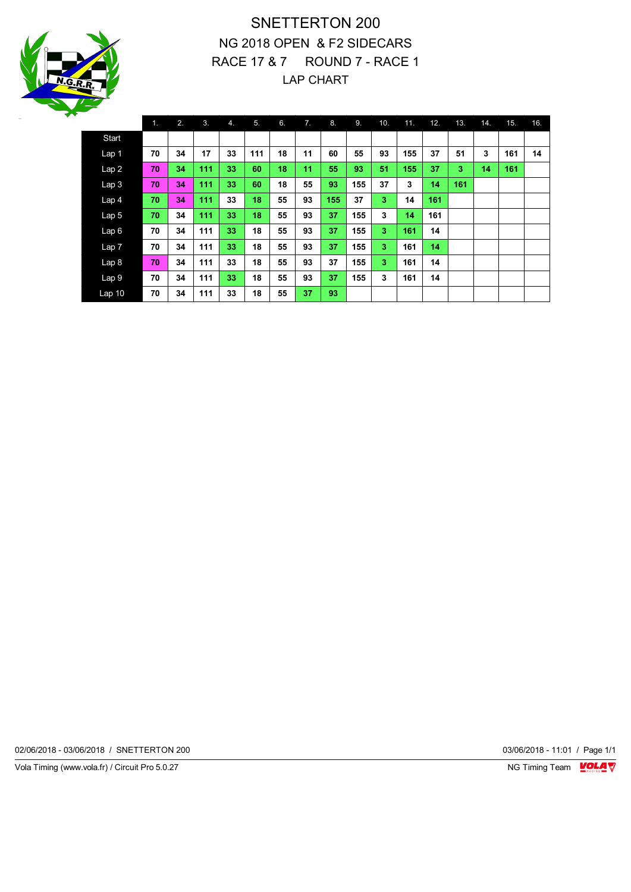# SNETTERTON 200

NG 2018 OPEN & F2 SIDECARS

RACE 17 & 7 ROUND 7 - RACE 1

LAP CHART

| | 1. | 2. | 3. | 4. | 5. | 6. | 7. | 8. | 9. | 10. | 11. | 12. | 13. | 14. | 15. | 16. |
|---|---|---|---|---|---|---|---|---|---|---|---|---|---|---|---|---|
| Start | | | | | | | | | | | | | | | | |
| Lap 1 | 70 | 34 | 17 | 33 | 111 | 18 | 11 | 60 | 55 | 93 | 155 | 37 | 51 | 3 | 161 | 14 |
| Lap 2 | 70 | 34 | 111 | 33 | 60 | 18 | 11 | 55 | 93 | 51 | 155 | 37 | 3 | 14 | 161 | |
| Lap 3 | 70 | 34 | 111 | 33 | 60 | 18 | 55 | 93 | 155 | 37 | 3 | 14 | 161 | | | |
| Lap 4 | 70 | 34 | 111 | 33 | 18 | 55 | 93 | 155 | 37 | 3 | 14 | 161 | | | | |
| Lap 5 | 70 | 34 | 111 | 33 | 18 | 55 | 93 | 37 | 155 | 3 | 14 | 161 | | | | |
| Lap 6 | 70 | 34 | 111 | 33 | 18 | 55 | 93 | 37 | 155 | 3 | 161 | 14 | | | | |
| Lap 7 | 70 | 34 | 111 | 33 | 18 | 55 | 93 | 37 | 155 | 3 | 161 | 14 | | | | |
| Lap 8 | 70 | 34 | 111 | 33 | 18 | 55 | 93 | 37 | 155 | 3 | 161 | 14 | | | | |
| Lap 9 | 70 | 34 | 111 | 33 | 18 | 55 | 93 | 37 | 155 | 3 | 161 | 14 | | | | |
| Lap 10 | 70 | 34 | 111 | 33 | 18 | 55 | 37 | 93 | | | | | | | | |

02/06/2018 - 03/06/2018 / SNETTERTON 200

03/06/2018 - 11:01

Vola Timing (www.vola.fr) / Circuit Pro 5.0.27

NG Timing Team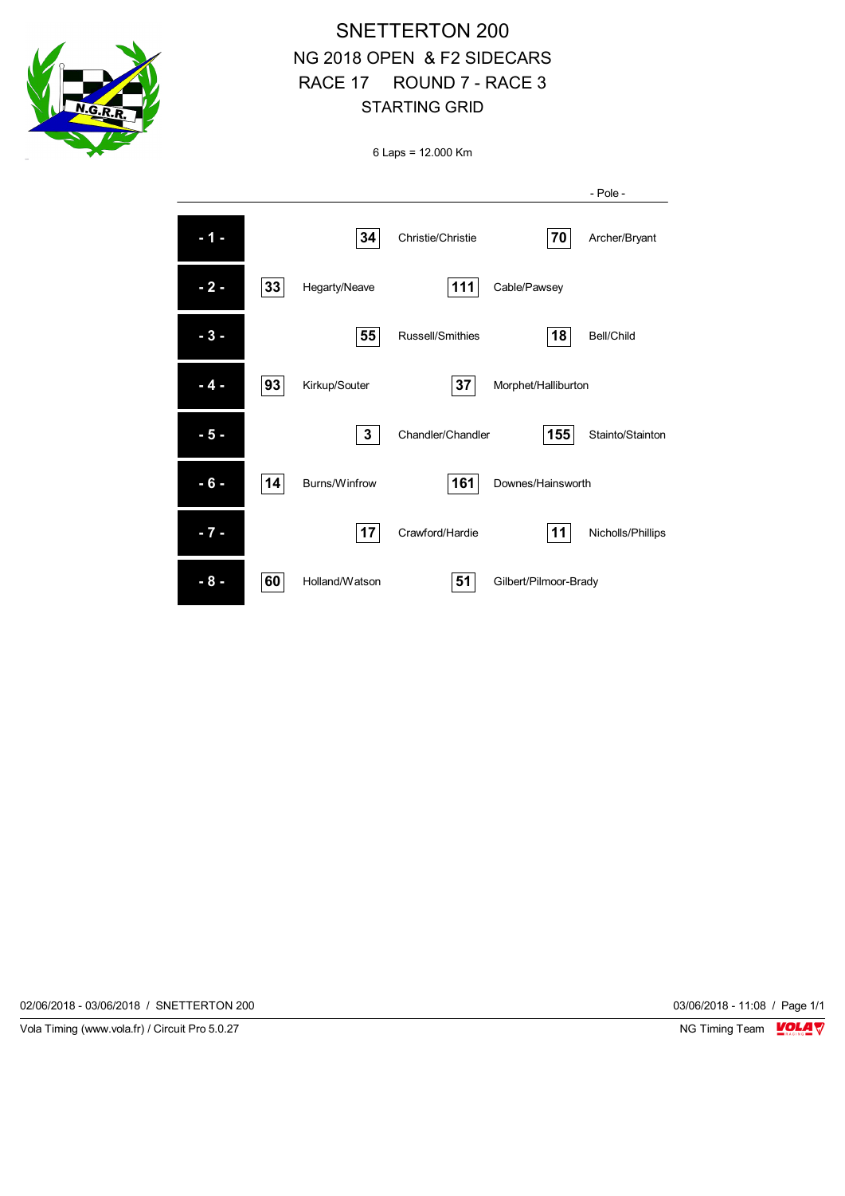# SNETTERTON 200

## NG 2018 OPEN & F2 SIDECARS

## RACE 17 ROUND 7 - RACE 3

## STARTING GRID

6 Laps = 12.000 Km

| Row | No. | Name | No. | Name | No. | Name |
|---|---|---|---|---|---|---|
| | | | | | | - Pole - |
| - 1 - | | | 34 | Christie/Christie | 70 | Archer/Bryant |
| - 2 - | 33 | Hegarty/Neave | 111 | Cable/Pawsey | | |
| - 3 - | | | 55 | Russell/Smithies | 18 | Bell/Child |
| - 4 - | 93 | Kirkup/Souter | 37 | Morphet/Halliburton | | |
| - 5 - | | | 3 | Chandler/Chandler | 155 | Stainto/Stainton |
| - 6 - | 14 | Burns/Winfrow | 161 | Downes/Hainsworth | | |
| - 7 - | | | 17 | Crawford/Hardie | 11 | Nicholls/Phillips |
| - 8 - | 60 | Holland/Watson | 51 | Gilbert/Pilmoor-Brady | | |

02/06/2018 - 03/06/2018 / SNETTERTON 200

03/06/2018 - 11:08

Vola Timing (www.vola.fr) / Circuit Pro 5.0.27

NG Timing Team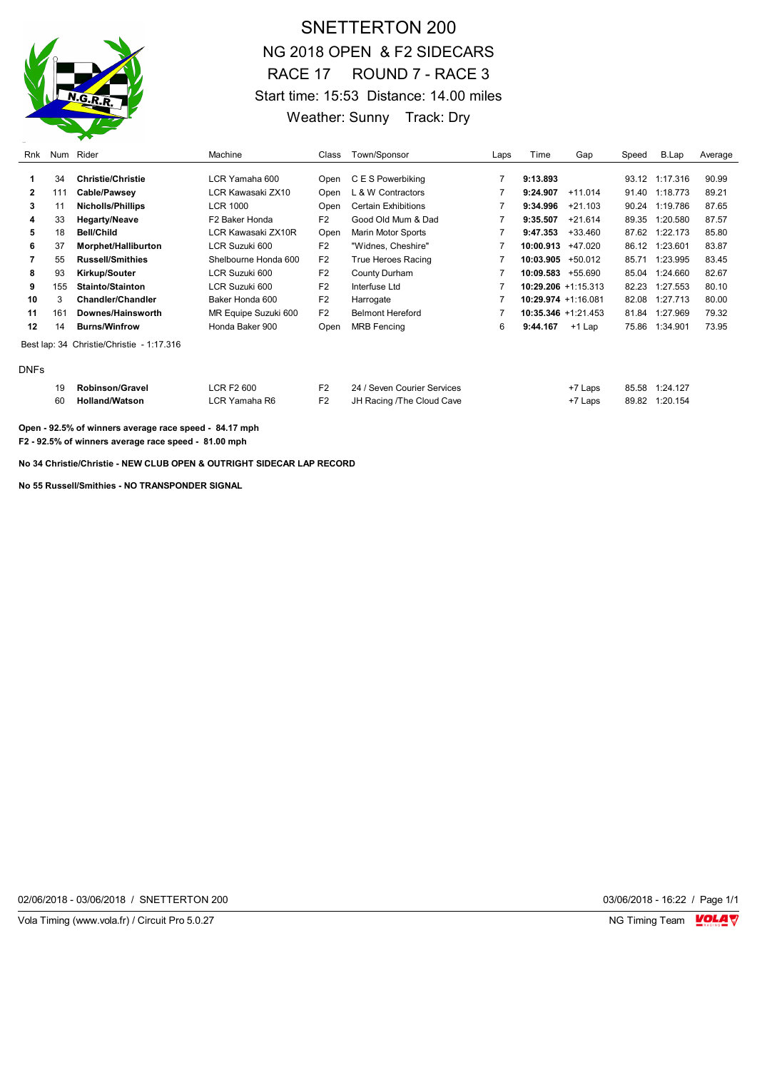# SNETTERTON 200

## NG 2018 OPEN & F2 SIDECARS

## RACE 17 ROUND 7 - RACE 3

Start time: 15:53 Distance: 14.00 miles

Weather: Sunny Track: Dry

| Rnk | Num | Rider | Machine | Class | Town/Sponsor | Laps | Time | Gap | Speed | B.Lap | Average |
|---|---|---|---|---|---|---|---|---|---|---|---|
| 1 | 34 | **Christie/Christie** | LCR Yamaha 600 | Open | C E S Powerbiking | 7 | **9:13.893** | | 93.12 | 1:17.316 | 90.99 |
| 2 | 111 | **Cable/Pawsey** | LCR Kawasaki ZX10 | Open | L & W Contractors | 7 | **9:24.907** | +11.014 | 91.40 | 1:18.773 | 89.21 |
| 3 | 11 | **Nicholls/Phillips** | LCR 1000 | Open | Certain Exhibitions | 7 | **9:34.996** | +21.103 | 90.24 | 1:19.786 | 87.65 |
| 4 | 33 | **Hegarty/Neave** | F2 Baker Honda | F2 | Good Old Mum & Dad | 7 | **9:35.507** | +21.614 | 89.35 | 1:20.580 | 87.57 |
| 5 | 18 | **Bell/Child** | LCR Kawasaki ZX10R | Open | Marin Motor Sports | 7 | **9:47.353** | +33.460 | 87.62 | 1:22.173 | 85.80 |
| 6 | 37 | **Morphet/Halliburton** | LCR Suzuki 600 | F2 | "Widnes, Cheshire" | 7 | **10:00.913** | +47.020 | 86.12 | 1:23.601 | 83.87 |
| 7 | 55 | **Russell/Smithies** | Shelbourne Honda 600 | F2 | True Heroes Racing | 7 | **10:03.905** | +50.012 | 85.71 | 1:23.995 | 83.45 |
| 8 | 93 | **Kirkup/Souter** | LCR Suzuki 600 | F2 | County Durham | 7 | **10:09.583** | +55.690 | 85.04 | 1:24.660 | 82.67 |
| 9 | 155 | **Stainto/Stainton** | LCR Suzuki 600 | F2 | Interfuse Ltd | 7 | **10:29.206** | +1:15.313 | 82.23 | 1:27.553 | 80.10 |
| 10 | 3 | **Chandler/Chandler** | Baker Honda 600 | F2 | Harrogate | 7 | **10:29.974** | +1:16.081 | 82.08 | 1:27.713 | 80.00 |
| 11 | 161 | **Downes/Hainsworth** | MR Equipe Suzuki 600 | F2 | Belmont Hereford | 7 | **10:35.346** | +1:21.453 | 81.84 | 1:27.969 | 79.32 |
| 12 | 14 | **Burns/Winfrow** | Honda Baker 900 | Open | MRB Fencing | 6 | **9:44.167** | +1 Lap | 75.86 | 1:34.901 | 73.95 |

Best lap: 34 Christie/Christie - 1:17.316

DNFs

| Num | Rider | Machine | Class | Town/Sponsor | Gap | Speed | B.Lap |
|---|---|---|---|---|---|---|---|
| 19 | **Robinson/Gravel** | LCR F2 600 | F2 | 24 / Seven Courier Services | +7 Laps | 85.58 | 1:24.127 |
| 60 | **Holland/Watson** | LCR Yamaha R6 | F2 | JH Racing /The Cloud Cave | +7 Laps | 89.82 | 1:20.154 |

**Open - 92.5% of winners average race speed - 84.17 mph**

**F2 - 92.5% of winners average race speed - 81.00 mph**

**No 34 Christie/Christie - NEW CLUB OPEN & OUTRIGHT SIDECAR LAP RECORD**

**No 55 Russell/Smithies - NO TRANSPONDER SIGNAL**

02/06/2018 - 03/06/2018 / SNETTERTON 200

03/06/2018 - 16:22

Vola Timing (www.vola.fr) / Circuit Pro 5.0.27

NG Timing Team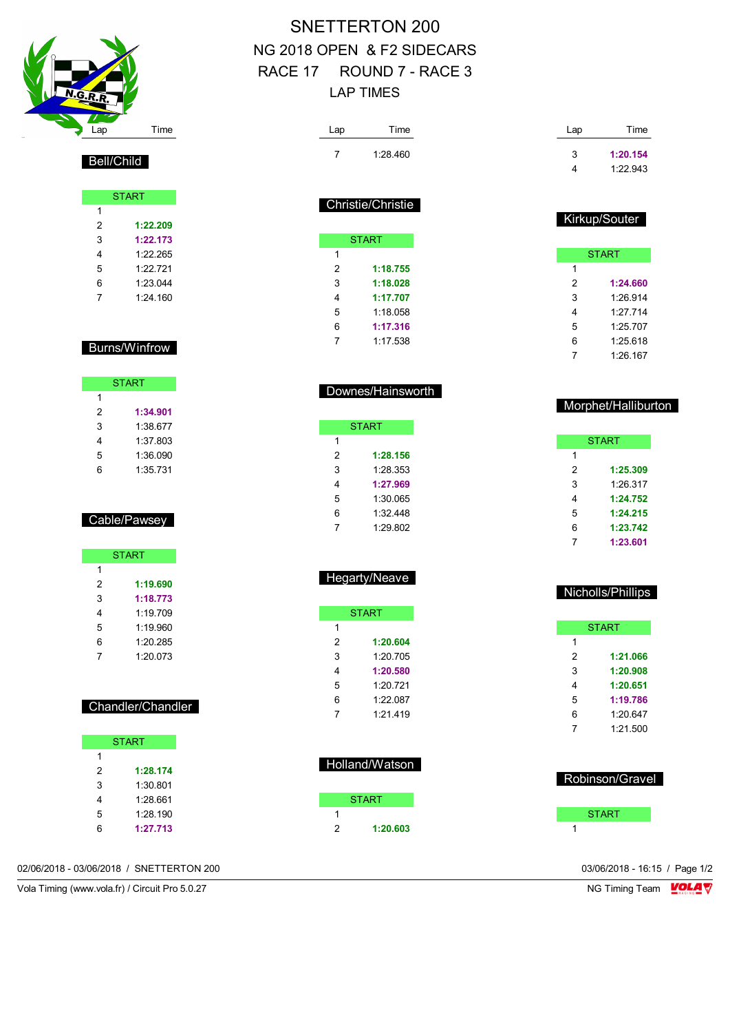# SNETTERTON 200

## NG 2018 OPEN & F2 SIDECARS

## RACE 17 ROUND 7 - RACE 3

## LAP TIMES

### Bell/Child

| Lap | Time |
|---|---|
| START | |
| 1 | |
| 2 | **1:22.209** |
| 3 | **1:22.173** |
| 4 | 1:22.265 |
| 5 | 1:22.721 |
| 6 | 1:23.044 |
| 7 | 1:24.160 |

### Burns/Winfrow

| Lap | Time |
|---|---|
| START | |
| 1 | |
| 2 | **1:34.901** |
| 3 | 1:38.677 |
| 4 | 1:37.803 |
| 5 | 1:36.090 |
| 6 | 1:35.731 |

### Cable/Pawsey

| Lap | Time |
|---|---|
| START | |
| 1 | |
| 2 | **1:19.690** |
| 3 | **1:18.773** |
| 4 | 1:19.709 |
| 5 | 1:19.960 |
| 6 | 1:20.285 |
| 7 | 1:20.073 |

### Chandler/Chandler

| Lap | Time |
|---|---|
| START | |
| 1 | |
| 2 | **1:28.174** |
| 3 | 1:30.801 |
| 4 | 1:28.661 |
| 5 | 1:28.190 |
| 6 | **1:27.713** |
| 7 | 1:28.460 |

### Christie/Christie

| Lap | Time |
|---|---|
| START | |
| 1 | |
| 2 | **1:18.755** |
| 3 | **1:18.028** |
| 4 | **1:17.707** |
| 5 | 1:18.058 |
| 6 | **1:17.316** |
| 7 | 1:17.538 |

### Downes/Hainsworth

| Lap | Time |
|---|---|
| START | |
| 1 | |
| 2 | **1:28.156** |
| 3 | 1:28.353 |
| 4 | **1:27.969** |
| 5 | 1:30.065 |
| 6 | 1:32.448 |
| 7 | 1:29.802 |

### Hegarty/Neave

| Lap | Time |
|---|---|
| START | |
| 1 | |
| 2 | **1:20.604** |
| 3 | 1:20.705 |
| 4 | **1:20.580** |
| 5 | 1:20.721 |
| 6 | 1:22.087 |
| 7 | 1:21.419 |

### Holland/Watson

| Lap | Time |
|---|---|
| START | |
| 1 | |
| 2 | **1:20.603** |
| 3 | **1:20.154** |
| 4 | 1:22.943 |

### Kirkup/Souter

| Lap | Time |
|---|---|
| START | |
| 1 | |
| 2 | **1:24.660** |
| 3 | 1:26.914 |
| 4 | 1:27.714 |
| 5 | 1:25.707 |
| 6 | 1:25.618 |
| 7 | 1:26.167 |

### Morphet/Halliburton

| Lap | Time |
|---|---|
| START | |
| 1 | |
| 2 | **1:25.309** |
| 3 | 1:26.317 |
| 4 | **1:24.752** |
| 5 | **1:24.215** |
| 6 | **1:23.742** |
| 7 | **1:23.601** |

### Nicholls/Phillips

| Lap | Time |
|---|---|
| START | |
| 1 | |
| 2 | **1:21.066** |
| 3 | **1:20.908** |
| 4 | **1:20.651** |
| 5 | **1:19.786** |
| 6 | 1:20.647 |
| 7 | 1:21.500 |

### Robinson/Gravel

| Lap | Time |
|---|---|
| START | |
| 1 | |

02/06/2018 - 03/06/2018 / SNETTERTON 200 — 03/06/2018 - 16:15

Vola Timing (www.vola.fr) / Circuit Pro 5.0.27 — NG Timing Team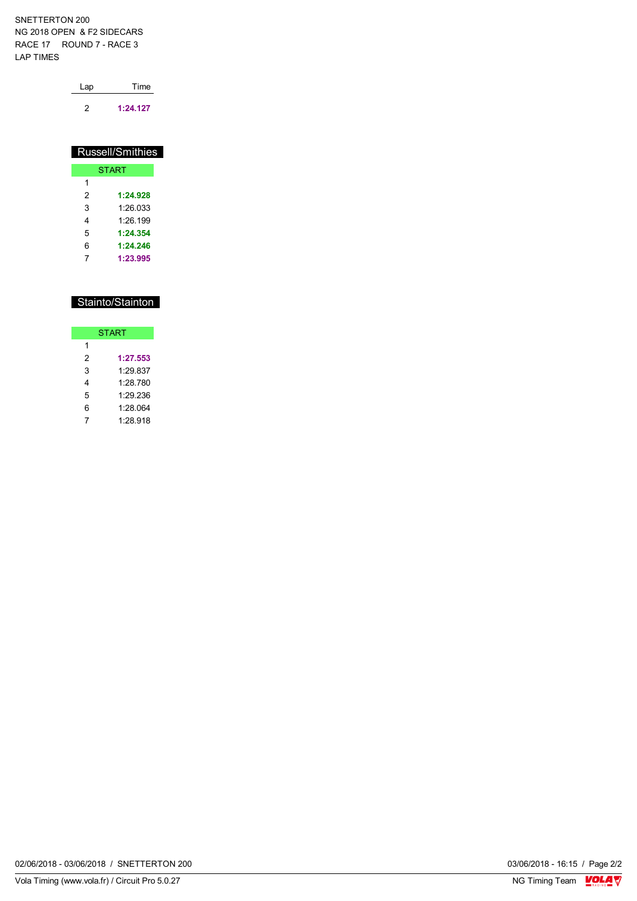SNETTERTON 200
NG 2018 OPEN & F2 SIDECARS
RACE 17 ROUND 7 - RACE 3
LAP TIMES

| Lap | Time |
|---|---|
| 2 | **1:24.127** |

## Russell/Smithies

| START | |
|---|---|
| 1 | |
| 2 | **1:24.928** |
| 3 | 1:26.033 |
| 4 | 1:26.199 |
| 5 | **1:24.354** |
| 6 | **1:24.246** |
| 7 | **1:23.995** |

## Stainto/Stainton

| START | |
|---|---|
| 1 | |
| 2 | **1:27.553** |
| 3 | 1:29.837 |
| 4 | 1:28.780 |
| 5 | 1:29.236 |
| 6 | 1:28.064 |
| 7 | 1:28.918 |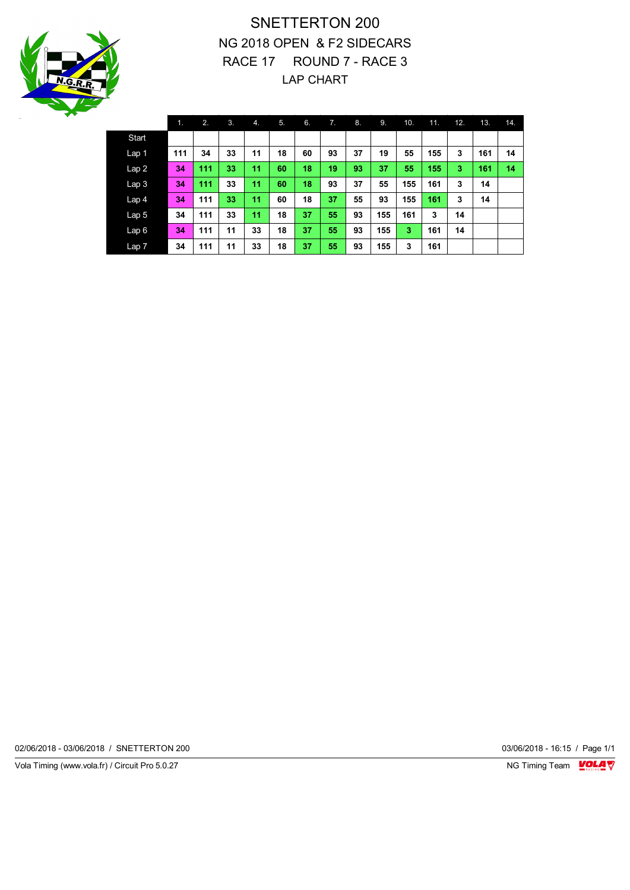# SNETTERTON 200

## NG 2018 OPEN & F2 SIDECARS

## RACE 17 ROUND 7 - RACE 3

## LAP CHART

| | 1. | 2. | 3. | 4. | 5. | 6. | 7. | 8. | 9. | 10. | 11. | 12. | 13. | 14. |
|---|---|---|---|---|---|---|---|---|---|---|---|---|---|---|
| Start | | | | | | | | | | | | | | |
| Lap 1 | 111 | 34 | 33 | 11 | 18 | 60 | 93 | 37 | 19 | 55 | 155 | 3 | 161 | 14 |
| Lap 2 | 34 | 111 | 33 | 11 | 60 | 18 | 19 | 93 | 37 | 55 | 155 | 3 | 161 | 14 |
| Lap 3 | 34 | 111 | 33 | 11 | 60 | 18 | 93 | 37 | 55 | 155 | 161 | 3 | 14 | |
| Lap 4 | 34 | 111 | 33 | 11 | 60 | 18 | 37 | 55 | 93 | 155 | 161 | 3 | 14 | |
| Lap 5 | 34 | 111 | 33 | 11 | 18 | 37 | 55 | 93 | 155 | 161 | 3 | 14 | | |
| Lap 6 | 34 | 111 | 11 | 33 | 18 | 37 | 55 | 93 | 155 | 3 | 161 | 14 | | |
| Lap 7 | 34 | 111 | 11 | 33 | 18 | 37 | 55 | 93 | 155 | 3 | 161 | | | |

02/06/2018 - 03/06/2018 / SNETTERTON 200

03/06/2018 - 16:15

Vola Timing (www.vola.fr) / Circuit Pro 5.0.27

NG Timing Team